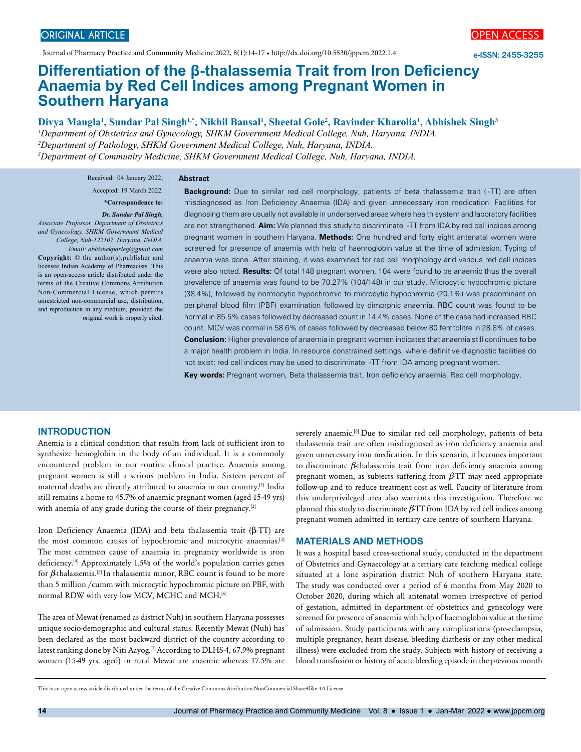ORIGINAL ARTICLE

OPEN ACCESS

Journal of Pharmacy Practice and Community Medicine.2022, 8(1):14-17 • http://dx.doi.org/10.5530/jppcm.2022.1.4

e-ISSN: 2455-3255

# Differentiation of the β-thalassemia Trait from Iron Deficiency Anaemia by Red Cell Indices among Pregnant Women in Southern Haryana

**Divya Mangla[1], Sundar Pal Singh[1,*], Nikhil Bansal[1], Sheetal Gole[2], Ravinder Kharolia[1], Abhishek Singh[3]**

[1]*Department of Obstetrics and Gynecology, SHKM Government Medical College, Nuh, Haryana, INDIA.*
[2]*Department of Pathology, SHKM Government Medical College, Nuh, Haryana, INDIA.*
[3]*Department of Community Medicine, SHKM Government Medical College, Nuh, Haryana, INDIA.*

Received: 04 January 2022;
Accepted: 19 March 2022.

**\*Correspondence to:**

***Dr. Sundar Pal Singh,***
*Associate Professor, Department of Obstetrics and Gynecology, SHKM Government Medical College, Nuh-122107, Haryana, INDIA.*
*Email: abhishekparleg@gmail.com*

**Copyright:** © the author(s),publisher and licensee Indian Academy of Pharmacists. This is an open-access article distributed under the terms of the Creative Commons Attribution Non-Commercial License, which permits unrestricted non-commercial use, distribution, and reproduction in any medium, provided the original work is properly cited.

## Abstract

**Background:** Due to similar red cell morphology, patients of beta thalassemia trait ( -TT) are often misdiagnosed as Iron Deficiency Anaemia (IDA) and given unnecessary iron medication. Facilities for diagnosing them are usually not available in underserved areas where health system and laboratory facilities are not strengthened. **Aim:** We planned this study to discriminate -TT from IDA by red cell indices among pregnant women in southern Haryana. **Methods:** One hundred and forty eight antenatal women were screened for presence of anaemia with help of haemoglobin value at the time of admission. Typing of anaemia was done. After staining, it was examined for red cell morphology and various red cell indices were also noted. **Results:** Of total 148 pregnant women, 104 were found to be anaemic thus the overall prevalence of anaemia was found to be 70.27% (104/148) in our study. Microcytic hypochromic picture (38.4%), followed by normocytic hypochromic to microcytic hypochromic (20.1%) was predominant on peripheral blood film (PBF) examination followed by dimorphic anaemia. RBC count was found to be normal in 85.5% cases followed by decreased count in 14.4% cases. None of the case had increased RBC count. MCV was normal in 58.6% of cases followed by decreased below 80 femtolitre in 28.8% of cases. **Conclusion:** Higher prevalence of anaemia in pregnant women indicates that anaemia still continues to be a major health problem in India. In resource constrained settings, where definitive diagnostic facilities do not exist; red cell indices may be used to discriminate -TT from IDA among pregnant women.

**Key words:** Pregnant women, Beta thalassemia trait, Iron deficiency anaemia, Red cell morphology.

## INTRODUCTION

Anemia is a clinical condition that results from lack of sufficient iron to synthesize hemoglobin in the body of an individual. It is a commonly encountered problem in our routine clinical practice. Anaemia among pregnant women is still a serious problem in India. Sixteen percent of maternal deaths are directly attributed to anaemia in our country.[1] India still remains a home to 45.7% of anaemic pregnant women (aged 15-49 yrs) with anemia of any grade during the course of their pregnancy.[2]

Iron Deficiency Anaemia (IDA) and beta thalassemia trait (β-TT) are the most common causes of hypochromic and microcytic anaemias.[3] The most common cause of anaemia in pregnancy worldwide is iron deficiency.[4] Approximately 1.5% of the world's population carries genes for β-thalassemia.[5] In thalassemia minor, RBC count is found to be more than 5 million /cumm with microcytic hypochromic picture on PBF, with normal RDW with very low MCV, MCHC and MCH.[6]

The area of Mewat (renamed as district Nuh) in southern Haryana possesses unique socio-demographic and cultural status. Recently Mewat (Nuh) has been declared as the most backward district of the country according to latest ranking done by Niti Aayog.[7] According to DLHS-4, 67.9% pregnant women (15-49 yrs. aged) in rural Mewat are anaemic whereas 17.5% are severely anaemic.[8] Due to similar red cell morphology, patients of beta thalassemia trait are often misdiagnosed as iron deficiency anaemia and given unnecessary iron medication. In this scenario, it becomes important to discriminate β-thalassemia trait from iron deficiency anaemia among pregnant women, as subjects suffering from β-TT may need appropriate follow-up and to reduce treatment cost as well. Paucity of literature from this underprivileged area also warrants this investigation. Therefore we planned this study to discriminate β-TT from IDA by red cell indices among pregnant women admitted in tertiary care centre of southern Haryana.

## MATERIALS AND METHODS

It was a hospital based cross-sectional study, conducted in the department of Obstetrics and Gynaecology at a tertiary care teaching medical college situated at a lone aspiration district Nuh of southern Haryana state. The study was conducted over a period of 6 months from May 2020 to October 2020, during which all antenatal women irrespective of period of gestation, admitted in department of obstetrics and gynecology were screened for presence of anaemia with help of haemoglobin value at the time of admission. Study participants with any complications (pre-eclampsia, multiple pregnancy, heart disease, bleeding diathesis or any other medical illness) were excluded from the study. Subjects with history of receiving a blood transfusion or history of acute bleeding episode in the previous month

This is an open access article distributed under the terms of the Creative Commons Attribution-NonCommercial-ShareAlike 4.0 License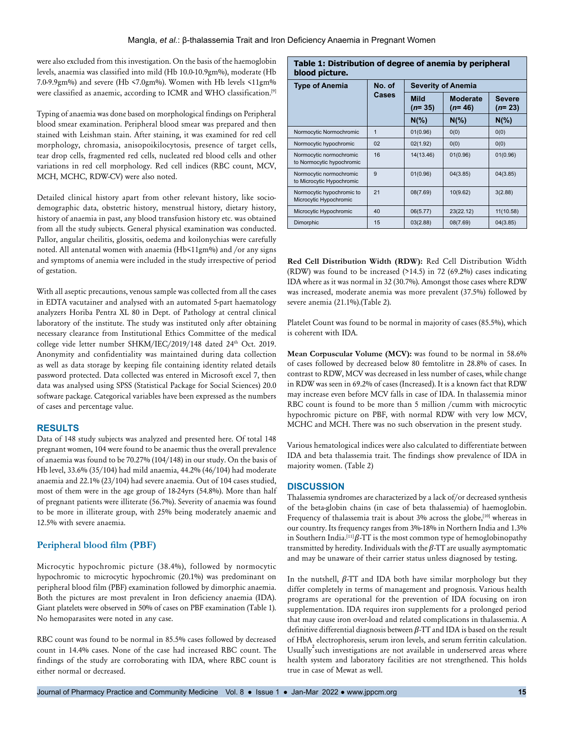were also excluded from this investigation. On the basis of the haemoglobin levels, anaemia was classified into mild (Hb 10.0-10.9gm%), moderate (Hb 7.0-9.9gm%) and severe (Hb <7.0gm%). Women with Hb levels <11gm% were classified as anaemic, according to ICMR and WHO classification.[9]

Typing of anaemia was done based on morphological findings on Peripheral blood smear examination. Peripheral blood smear was prepared and then stained with Leishman stain. After staining, it was examined for red cell morphology, chromasia, anisopoikilocytosis, presence of target cells, tear drop cells, fragmented red cells, nucleated red blood cells and other variations in red cell morphology. Red cell indices (RBC count, MCV, MCH, MCHC, RDW-CV) were also noted.

Detailed clinical history apart from other relevant history, like socio-demographic data, obstetric history, menstrual history, dietary history, history of anaemia in past, any blood transfusion history etc. was obtained from all the study subjects. General physical examination was conducted. Pallor, angular cheilitis, glossitis, oedema and koilonychias were carefully noted. All antenatal women with anaemia (Hb<11gm%) and /or any signs and symptoms of anemia were included in the study irrespective of period of gestation.

With all aseptic precautions, venous sample was collected from all the cases in EDTA vacutainer and analysed with an automated 5-part haematology analyzers Horiba Pentra XL 80 in Dept. of Pathology at central clinical laboratory of the institute. The study was instituted only after obtaining necessary clearance from Institutional Ethics Committee of the medical college vide letter number SHKM/IEC/2019/148 dated 24th Oct. 2019. Anonymity and confidentiality was maintained during data collection as well as data storage by keeping file containing identity related details password protected. Data collected was entered in Microsoft excel 7, then data was analysed using SPSS (Statistical Package for Social Sciences) 20.0 software package. Categorical variables have been expressed as the numbers of cases and percentage value.

## RESULTS

Data of 148 study subjects was analyzed and presented here. Of total 148 pregnant women, 104 were found to be anaemic thus the overall prevalence of anaemia was found to be 70.27% (104/148) in our study. On the basis of Hb level, 33.6% (35/104) had mild anaemia, 44.2% (46/104) had moderate anaemia and 22.1% (23/104) had severe anaemia. Out of 104 cases studied, most of them were in the age group of 18-24yrs (54.8%). More than half of pregnant patients were illiterate (56.7%). Severity of anaemia was found to be more in illiterate group, with 25% being moderately anaemic and 12.5% with severe anaemia.

### Peripheral blood film (PBF)

Microcytic hypochromic picture (38.4%), followed by normocytic hypochromic to microcytic hypochromic (20.1%) was predominant on peripheral blood film (PBF) examination followed by dimorphic anaemia. Both the pictures are most prevalent in Iron deficiency anaemia (IDA). Giant platelets were observed in 50% of cases on PBF examination (Table 1). No hemoparasites were noted in any case.

RBC count was found to be normal in 85.5% cases followed by decreased count in 14.4% cases. None of the case had increased RBC count. The findings of the study are corroborating with IDA, where RBC count is either normal or decreased.

**Table 1: Distribution of degree of anemia by peripheral blood picture.**

| Type of Anemia | No. of Cases | Severity of Anemia | | |
|---|---|---|---|---|
| | | Mild (*n*= 35) | Moderate (*n*= 46) | Severe (*n*= 23) |
| | | N(%) | N(%) | N(%) |
| Normocytic Normochromic | 1 | 01(0.96) | 0(0) | 0(0) |
| Normocytic hypochromic | 02 | 02(1.92) | 0(0) | 0(0) |
| Normocytic normochromic to Normocytic hypochromic | 16 | 14(13.46) | 01(0.96) | 01(0.96) |
| Normocytic normochromic to Microcytic Hypochromic | 9 | 01(0.96) | 04(3.85) | 04(3.85) |
| Normocytic hypochromic to Microcytic Hypochromic | 21 | 08(7.69) | 10(9.62) | 3(2.88) |
| Microcytic Hypochromic | 40 | 06(5.77) | 23(22.12) | 11(10.58) |
| Dimorphic | 15 | 03(2.88) | 08(7.69) | 04(3.85) |

**Red Cell Distribution Width (RDW):** Red Cell Distribution Width (RDW) was found to be increased (>14.5) in 72 (69.2%) cases indicating IDA where as it was normal in 32 (30.7%). Amongst those cases where RDW was increased, moderate anemia was more prevalent (37.5%) followed by severe anemia (21.1%).(Table 2).

Platelet Count was found to be normal in majority of cases (85.5%), which is coherent with IDA.

**Mean Corpuscular Volume (MCV):** was found to be normal in 58.6% of cases followed by decreased below 80 femtolitre in 28.8% of cases. In contrast to RDW, MCV was decreased in less number of cases, while change in RDW was seen in 69.2% of cases (Increased). It is a known fact that RDW may increase even before MCV falls in case of IDA. In thalassemia minor RBC count is found to be more than 5 million /cumm with microcytic hypochromic picture on PBF, with normal RDW with very low MCV, MCHC and MCH. There was no such observation in the present study.

Various hematological indices were also calculated to differentiate between IDA and beta thalassemia trait. The findings show prevalence of IDA in majority women. (Table 2)

## DISCUSSION

Thalassemia syndromes are characterized by a lack of/or decreased synthesis of the beta-globin chains (in case of beta thalassemia) of haemoglobin. Frequency of thalassemia trait is about 3% across the globe,[10] whereas in our country. Its frequency ranges from 3%-18% in Northern India and 1.3% in Southern India.[11] $\beta$-TT is the most common type of hemoglobinopathy transmitted by heredity. Individuals with the $\beta$-TT are usually asymptomatic and may be unaware of their carrier status unless diagnosed by testing.

In the nutshell, $\beta$-TT and IDA both have similar morphology but they differ completely in terms of management and prognosis. Various health programs are operational for the prevention of IDA focusing on iron supplementation. IDA requires iron supplements for a prolonged period that may cause iron over-load and related complications in thalassemia. A definitive differential diagnosis between $\beta$-TT and IDA is based on the result of $HbA_2$ electrophoresis, serum iron levels, and serum ferritin calculation. Usually such investigations are not available in underserved areas where health system and laboratory facilities are not strengthened. This holds true in case of Mewat as well.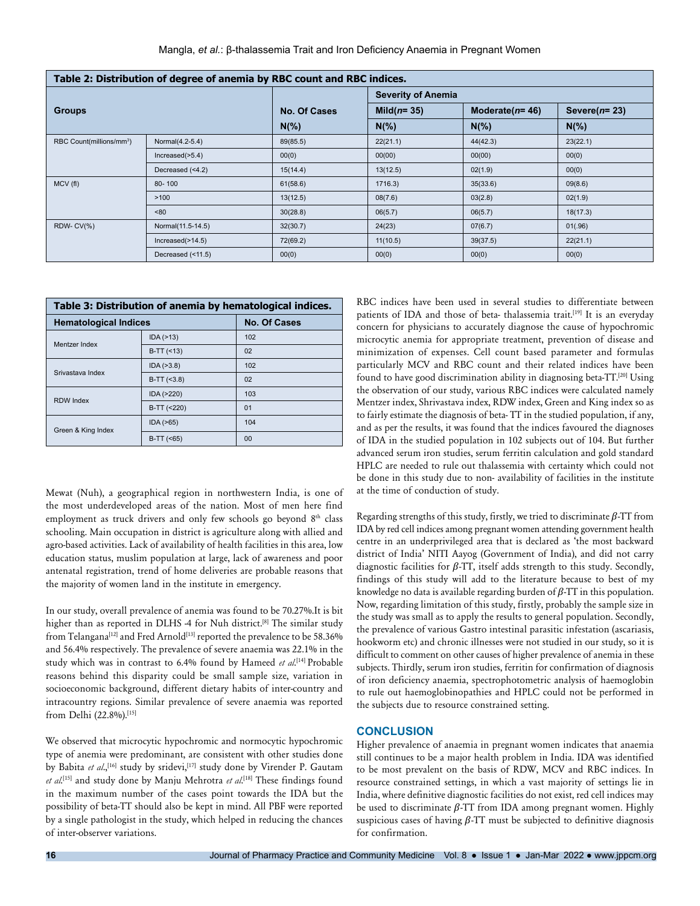**Table 2: Distribution of degree of anemia by RBC count and RBC indices.**

| Groups | | No. Of Cases | Severity of Anemia | | |
|---|---|---|---|---|---|
| | | | Mild($n$= 35) | Moderate($n$= 46) | Severe($n$= 23) |
| | | N(%) | N(%) | N(%) | N(%) |
| RBC Count(millions/mm³) | Normal(4.2-5.4) | 89(85.5) | 22(21.1) | 44(42.3) | 23(22.1) |
| | Increased(>5.4) | 00(0) | 00(00) | 00(00) | 00(0) |
| | Decreased (<4.2) | 15(14.4) | 13(12.5) | 02(1.9) | 00(0) |
| MCV (fl) | 80- 100 | 61(58.6) | 1716.3) | 35(33.6) | 09(8.6) |
| | >100 | 13(12.5) | 08(7.6) | 03(2.8) | 02(1.9) |
| | <80 | 30(28.8) | 06(5.7) | 06(5.7) | 18(17.3) |
| RDW- CV(%) | Normal(11.5-14.5) | 32(30.7) | 24(23) | 07(6.7) | 01(.96) |
| | Increased(>14.5) | 72(69.2) | 11(10.5) | 39(37.5) | 22(21.1) |
| | Decreased (<11.5) | 00(0) | 00(0) | 00(0) | 00(0) |

**Table 3: Distribution of anemia by hematological indices.**

| Hematological Indices | | No. Of Cases |
|---|---|---|
| Mentzer Index | IDA (>13) | 102 |
| | B-TT (<13) | 02 |
| Srivastava Index | IDA (>3.8) | 102 |
| | B-TT (<3.8) | 02 |
| RDW Index | IDA (>220) | 103 |
| | B-TT (<220) | 01 |
| Green & King Index | IDA (>65) | 104 |
| | B-TT (<65) | 00 |

Mewat (Nuh), a geographical region in northwestern India, is one of the most underdeveloped areas of the nation. Most of men here find employment as truck drivers and only few schools go beyond 8th class schooling. Main occupation in district is agriculture along with allied and agro-based activities. Lack of availability of health facilities in this area, low education status, muslim population at large, lack of awareness and poor antenatal registration, trend of home deliveries are probable reasons that the majority of women land in the institute in emergency.

In our study, overall prevalence of anemia was found to be 70.27%.It is bit higher than as reported in DLHS -4 for Nuh district.[8] The similar study from Telangana[12] and Fred Arnold[13] reported the prevalence to be 58.36% and 56.4% respectively. The prevalence of severe anaemia was 22.1% in the study which was in contrast to 6.4% found by Hameed *et al*.[14] Probable reasons behind this disparity could be small sample size, variation in socioeconomic background, different dietary habits of inter-country and intracountry regions. Similar prevalence of severe anaemia was reported from Delhi (22.8%).[15]

We observed that microcytic hypochromic and normocytic hypochromic type of anemia were predominant, are consistent with other studies done by Babita *et al*.,[16] study by sridevi,[17] study done by Virender P. Gautam *et al*.[15] and study done by Manju Mehrotra *et al*.[18] These findings found in the maximum number of the cases point towards the IDA but the possibility of beta-TT should also be kept in mind. All PBF were reported by a single pathologist in the study, which helped in reducing the chances of inter-observer variations.

RBC indices have been used in several studies to differentiate between patients of IDA and those of beta- thalassemia trait.[19] It is an everyday concern for physicians to accurately diagnose the cause of hypochromic microcytic anemia for appropriate treatment, prevention of disease and minimization of expenses. Cell count based parameter and formulas particularly MCV and RBC count and their related indices have been found to have good discrimination ability in diagnosing beta-TT.[20] Using the observation of our study, various RBC indices were calculated namely Mentzer index, Shrivastava index, RDW index, Green and King index so as to fairly estimate the diagnosis of beta- TT in the studied population, if any, and as per the results, it was found that the indices favoured the diagnoses of IDA in the studied population in 102 subjects out of 104. But further advanced serum iron studies, serum ferritin calculation and gold standard HPLC are needed to rule out thalassemia with certainty which could not be done in this study due to non- availability of facilities in the institute at the time of conduction of study.

Regarding strengths of this study, firstly, we tried to discriminate $\beta$-TT from IDA by red cell indices among pregnant women attending government health centre in an underprivileged area that is declared as 'the most backward district of India' NITI Aayog (Government of India), and did not carry diagnostic facilities for $\beta$-TT, itself adds strength to this study. Secondly, findings of this study will add to the literature because to best of my knowledge no data is available regarding burden of $\beta$-TT in this population. Now, regarding limitation of this study, firstly, probably the sample size in the study was small as to apply the results to general population. Secondly, the prevalence of various Gastro intestinal parasitic infestation (ascariasis, hookworm etc) and chronic illnesses were not studied in our study, so it is difficult to comment on other causes of higher prevalence of anemia in these subjects. Thirdly, serum iron studies, ferritin for confirmation of diagnosis of iron deficiency anaemia, spectrophotometric analysis of haemoglobin to rule out haemoglobinopathies and HPLC could not be performed in the subjects due to resource constrained setting.

## CONCLUSION

Higher prevalence of anaemia in pregnant women indicates that anaemia still continues to be a major health problem in India. IDA was identified to be most prevalent on the basis of RDW, MCV and RBC indices. In resource constrained settings, in which a vast majority of settings lie in India, where definitive diagnostic facilities do not exist, red cell indices may be used to discriminate $\beta$-TT from IDA among pregnant women. Highly suspicious cases of having $\beta$-TT must be subjected to definitive diagnosis for confirmation.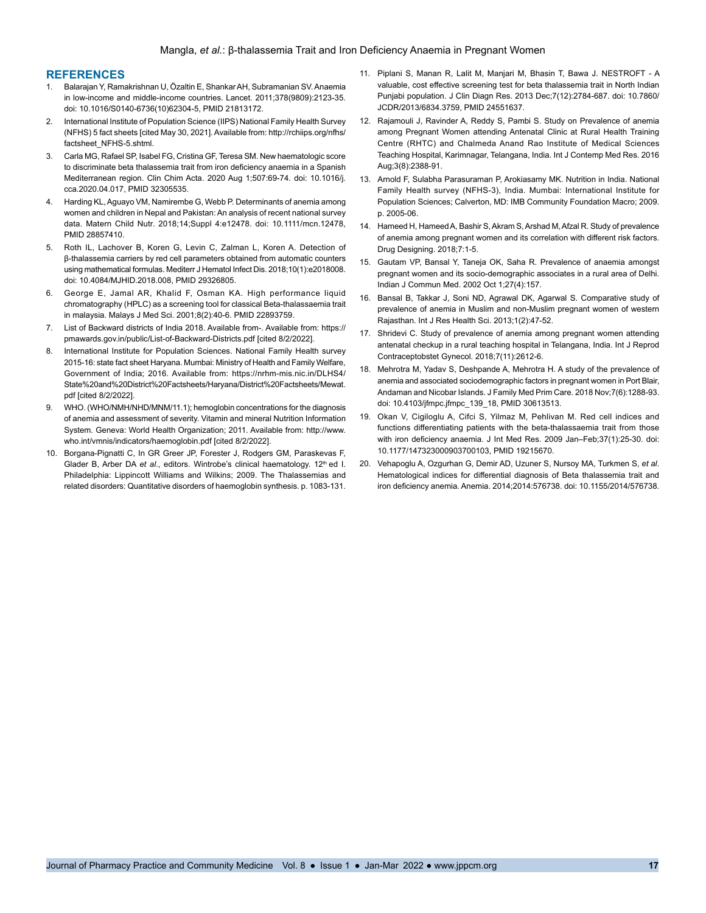## REFERENCES

1. Balarajan Y, Ramakrishnan U, Özaltin E, Shankar AH, Subramanian SV. Anaemia in low-income and middle-income countries. Lancet. 2011;378(9809):2123-35. doi: 10.1016/S0140-6736(10)62304-5, PMID 21813172.
2. International Institute of Population Science (IIPS) National Family Health Survey (NFHS) 5 fact sheets [cited May 30, 2021]. Available from: http://rchiips.org/nfhs/factsheet_NFHS-5.shtml.
3. Carla MG, Rafael SP, Isabel FG, Cristina GF, Teresa SM. New haematologic score to discriminate beta thalassemia trait from iron deficiency anaemia in a Spanish Mediterranean region. Clin Chim Acta. 2020 Aug 1;507:69-74. doi: 10.1016/j.cca.2020.04.017, PMID 32305535.
4. Harding KL, Aguayo VM, Namirembe G, Webb P. Determinants of anemia among women and children in Nepal and Pakistan: An analysis of recent national survey data. Matern Child Nutr. 2018;14;Suppl 4:e12478. doi: 10.1111/mcn.12478, PMID 28857410.
5. Roth IL, Lachover B, Koren G, Levin C, Zalman L, Koren A. Detection of β-thalassemia carriers by red cell parameters obtained from automatic counters using mathematical formulas. Mediterr J Hematol Infect Dis. 2018;10(1):e2018008. doi: 10.4084/MJHID.2018.008, PMID 29326805.
6. George E, Jamal AR, Khalid F, Osman KA. High performance liquid chromatography (HPLC) as a screening tool for classical Beta-thalassaemia trait in malaysia. Malays J Med Sci. 2001;8(2):40-6. PMID 22893759.
7. List of Backward districts of India 2018. Available from-. Available from: https://pmawards.gov.in/public/List-of-Backward-Districts.pdf [cited 8/2/2022].
8. International Institute for Population Sciences. National Family Health survey 2015-16: state fact sheet Haryana. Mumbai: Ministry of Health and Family Welfare, Government of India; 2016. Available from: https://nrhm-mis.nic.in/DLHS4/State%20and%20District%20Factsheets/Haryana/District%20Factsheets/Mewat.pdf [cited 8/2/2022].
9. WHO. (WHO/NMH/NHD/MNM/11.1); hemoglobin concentrations for the diagnosis of anemia and assessment of severity. Vitamin and mineral Nutrition Information System. Geneva: World Health Organization; 2011. Available from: http://www.who.int/vmnis/indicators/haemoglobin.pdf [cited 8/2/2022].
10. Borgana-Pignatti C, In GR Greer JP, Forester J, Rodgers GM, Paraskevas F, Glader B, Arber DA *et al*., editors. Wintrobe's clinical haematology. 12th ed I. Philadelphia: Lippincott Williams and Wilkins; 2009. The Thalassemias and related disorders: Quantitative disorders of haemoglobin synthesis. p. 1083-131.
11. Piplani S, Manan R, Lalit M, Manjari M, Bhasin T, Bawa J. NESTROFT - A valuable, cost effective screening test for beta thalassemia trait in North Indian Punjabi population. J Clin Diagn Res. 2013 Dec;7(12):2784-687. doi: 10.7860/JCDR/2013/6834.3759, PMID 24551637.
12. Rajamouli J, Ravinder A, Reddy S, Pambi S. Study on Prevalence of anemia among Pregnant Women attending Antenatal Clinic at Rural Health Training Centre (RHTC) and Chalmeda Anand Rao Institute of Medical Sciences Teaching Hospital, Karimnagar, Telangana, India. Int J Contemp Med Res. 2016 Aug;3(8):2388-91.
13. Arnold F, Sulabha Parasuraman P, Arokiasamy MK. Nutrition in India. National Family Health survey (NFHS-3), India. Mumbai: International Institute for Population Sciences; Calverton, MD: IMB Community Foundation Macro; 2009. p. 2005-06.
14. Hameed H, Hameed A, Bashir S, Akram S, Arshad M, Afzal R. Study of prevalence of anemia among pregnant women and its correlation with different risk factors. Drug Designing. 2018;7:1-5.
15. Gautam VP, Bansal Y, Taneja OK, Saha R. Prevalence of anaemia amongst pregnant women and its socio-demographic associates in a rural area of Delhi. Indian J Commun Med. 2002 Oct 1;27(4):157.
16. Bansal B, Takkar J, Soni ND, Agrawal DK, Agarwal S. Comparative study of prevalence of anemia in Muslim and non-Muslim pregnant women of western Rajasthan. Int J Res Health Sci. 2013;1(2):47-52.
17. Shridevi C. Study of prevalence of anemia among pregnant women attending antenatal checkup in a rural teaching hospital in Telangana, India. Int J Reprod Contraceptobstet Gynecol. 2018;7(11):2612-6.
18. Mehrotra M, Yadav S, Deshpande A, Mehrotra H. A study of the prevalence of anemia and associated sociodemographic factors in pregnant women in Port Blair, Andaman and Nicobar Islands. J Family Med Prim Care. 2018 Nov;7(6):1288-93. doi: 10.4103/jfmpc.jfmpc_139_18, PMID 30613513.
19. Okan V, Cigiloglu A, Cifci S, Yilmaz M, Pehlivan M. Red cell indices and functions differentiating patients with the beta-thalassaemia trait from those with iron deficiency anaemia. J Int Med Res. 2009 Jan–Feb;37(1):25-30. doi: 10.1177/147323000903700103, PMID 19215670.
20. Vehapoglu A, Ozgurhan G, Demir AD, Uzuner S, Nursoy MA, Turkmen S, *et al*. Hematological indices for differential diagnosis of Beta thalassemia trait and iron deficiency anemia. Anemia. 2014;2014:576738. doi: 10.1155/2014/576738.